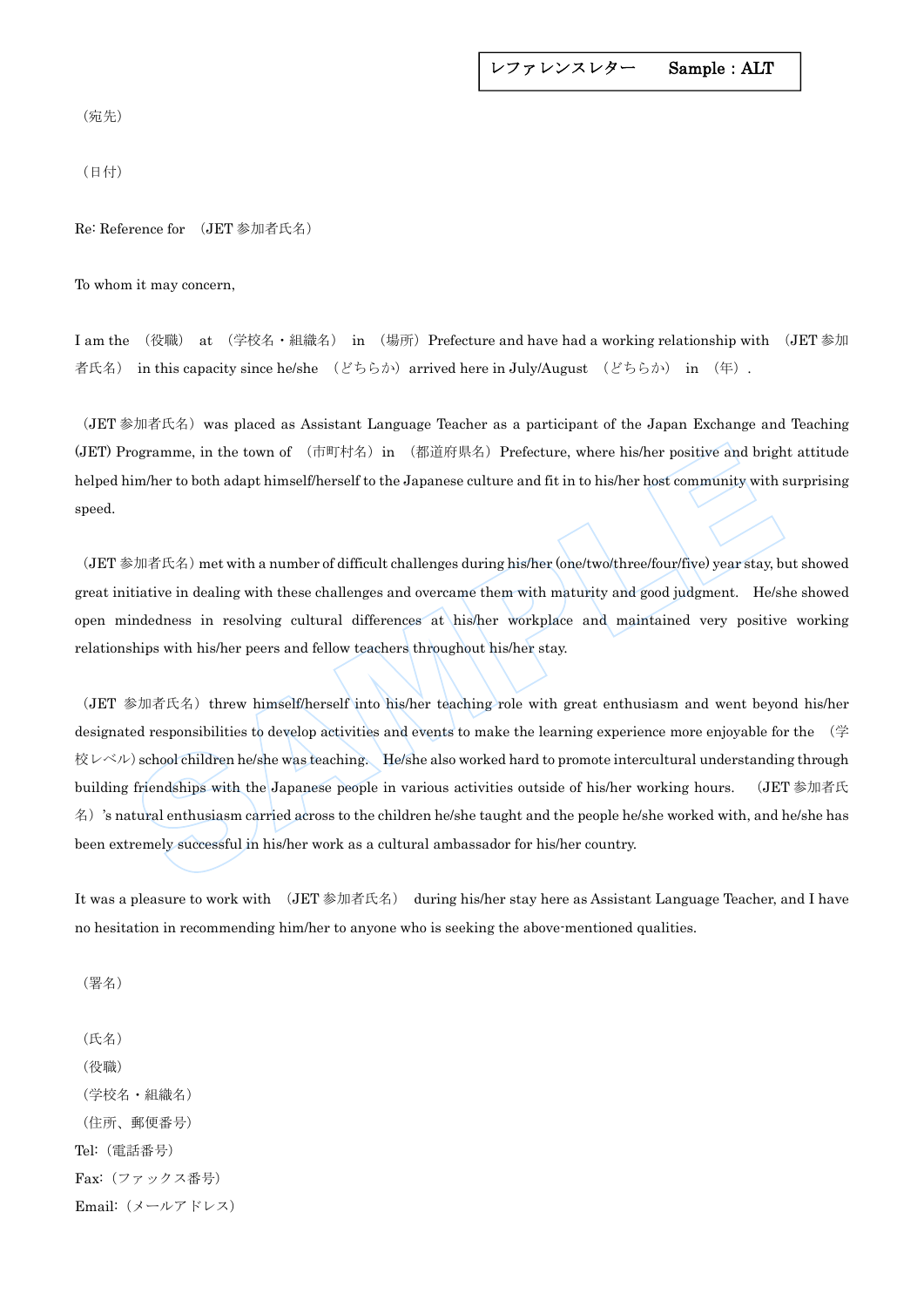レファレンスレター　　Sample：ALT

（宛先）

（日付）

Re: Reference for （JET 参加者氏名）

To whom it may concern,

I am the （役職） at （学校名・組織名） in （場所）Prefecture and have had a working relationship with （JET 参加者氏名） in this capacity since he/she （どちらか）arrived here in July/August （どちらか） in （年）.

（JET 参加者氏名）was placed as Assistant Language Teacher as a participant of the Japan Exchange and Teaching (JET) Programme, in the town of （市町村名）in （都道府県名）Prefecture, where his/her positive and bright attitude helped him/her to both adapt himself/herself to the Japanese culture and fit in to his/her host community with surprising speed.

（JET 参加者氏名）met with a number of difficult challenges during his/her (one/two/three/four/five) year stay, but showed great initiative in dealing with these challenges and overcame them with maturity and good judgment. He/she showed open mindedness in resolving cultural differences at his/her workplace and maintained very positive working relationships with his/her peers and fellow teachers throughout his/her stay.

（JET 参加者氏名）threw himself/herself into his/her teaching role with great enthusiasm and went beyond his/her designated responsibilities to develop activities and events to make the learning experience more enjoyable for the （学校レベル）school children he/she was teaching. He/she also worked hard to promote intercultural understanding through building friendships with the Japanese people in various activities outside of his/her working hours. （JET 参加者氏名）'s natural enthusiasm carried across to the children he/she taught and the people he/she worked with, and he/she has been extremely successful in his/her work as a cultural ambassador for his/her country.

It was a pleasure to work with （JET 参加者氏名） during his/her stay here as Assistant Language Teacher, and I have no hesitation in recommending him/her to anyone who is seeking the above-mentioned qualities.

（署名）

（氏名）  
（役職）  
（学校名・組織名）  
（住所、郵便番号）  
Tel:（電話番号）  
Fax:（ファックス番号）  
Email:（メールアドレス）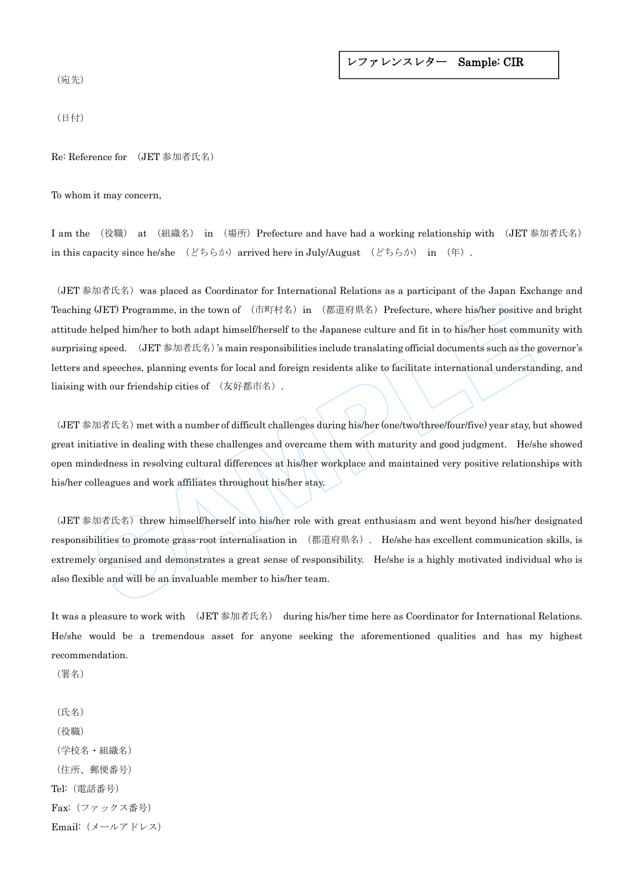レファレンスレター　**Sample: CIR**

（宛先）

（日付）

Re: Reference for （JET 参加者氏名）

To whom it may concern,

I am the （役職） at （組織名） in （場所）Prefecture and have had a working relationship with （JET 参加者氏名） in this capacity since he/she （どちらか）arrived here in July/August （どちらか） in （年）.

（JET 参加者氏名）was placed as Coordinator for International Relations as a participant of the Japan Exchange and Teaching (JET) Programme, in the town of （市町村名）in （都道府県名）Prefecture, where his/her positive and bright attitude helped him/her to both adapt himself/herself to the Japanese culture and fit in to his/her host community with surprising speed. （JET 参加者氏名）'s main responsibilities include translating official documents such as the governor's letters and speeches, planning events for local and foreign residents alike to facilitate international understanding, and liaising with our friendship cities of （友好都市名）.

（JET 参加者氏名）met with a number of difficult challenges during his/her (one/two/three/four/five) year stay, but showed great initiative in dealing with these challenges and overcame them with maturity and good judgment. He/she showed open mindedness in resolving cultural differences at his/her workplace and maintained very positive relationships with his/her colleagues and work affiliates throughout his/her stay.

（JET 参加者氏名）threw himself/herself into his/her role with great enthusiasm and went beyond his/her designated responsibilities to promote grass-root internalisation in （都道府県名）. He/she has excellent communication skills, is extremely organised and demonstrates a great sense of responsibility. He/she is a highly motivated individual who is also flexible and will be an invaluable member to his/her team.

It was a pleasure to work with （JET 参加者氏名） during his/her time here as Coordinator for International Relations. He/she would be a tremendous asset for anyone seeking the aforementioned qualities and has my highest recommendation.

（署名）

（氏名）  
（役職）  
（学校名・組織名）  
（住所、郵便番号）  
Tel:（電話番号）  
Fax:（ファックス番号）  
Email:（メールアドレス）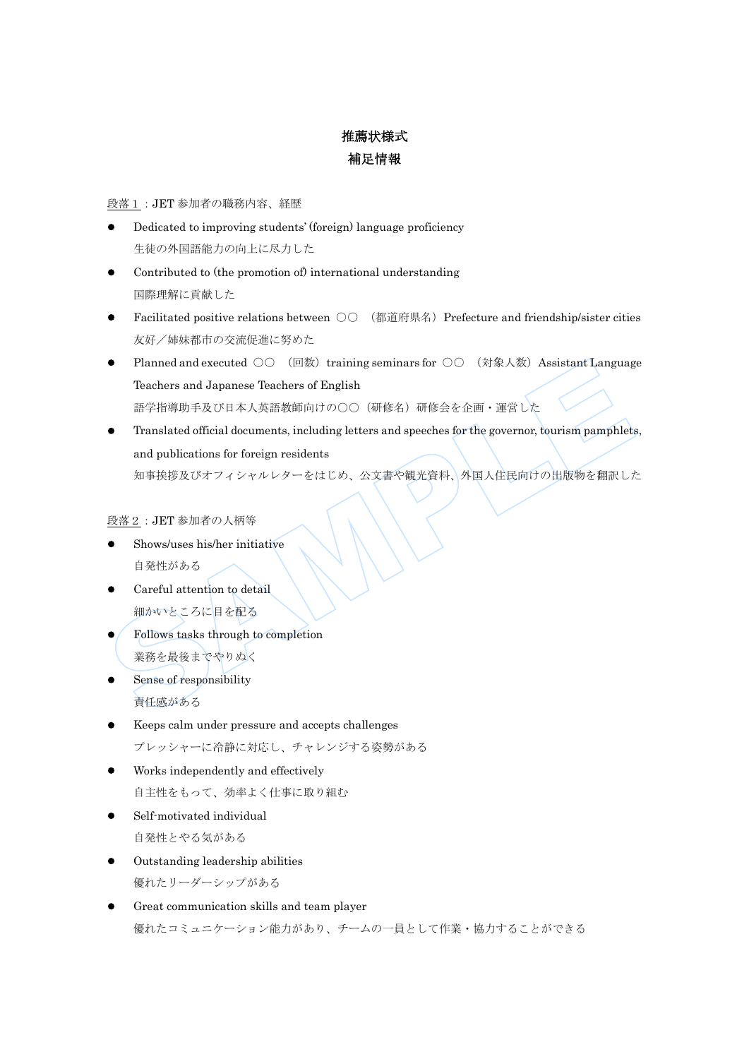# 推薦状様式

## 補足情報

段落１：JET 参加者の職務内容、経歴

- Dedicated to improving students' (foreign) language proficiency
  生徒の外国語能力の向上に尽力した
- Contributed to (the promotion of) international understanding
  国際理解に貢献した
- Facilitated positive relations between ○○ （都道府県名）Prefecture and friendship/sister cities
  友好／姉妹都市の交流促進に努めた
- Planned and executed ○○ （回数）training seminars for ○○ （対象人数）Assistant Language Teachers and Japanese Teachers of English
  語学指導助手及び日本人英語教師向けの○○（研修名）研修会を企画・運営した
- Translated official documents, including letters and speeches for the governor, tourism pamphlets, and publications for foreign residents
  知事挨拶及びオフィシャルレターをはじめ、公文書や観光資料、外国人住民向けの出版物を翻訳した

段落２：JET 参加者の人柄等

- Shows/uses his/her initiative
  自発性がある
- Careful attention to detail
  細かいところに目を配る
- Follows tasks through to completion
  業務を最後までやりぬく
- Sense of responsibility
  責任感がある
- Keeps calm under pressure and accepts challenges
  プレッシャーに冷静に対応し、チャレンジする姿勢がある
- Works independently and effectively
  自主性をもって、効率よく仕事に取り組む
- Self-motivated individual
  自発性とやる気がある
- Outstanding leadership abilities
  優れたリーダーシップがある
- Great communication skills and team player
  優れたコミュニケーション能力があり、チームの一員として作業・協力することができる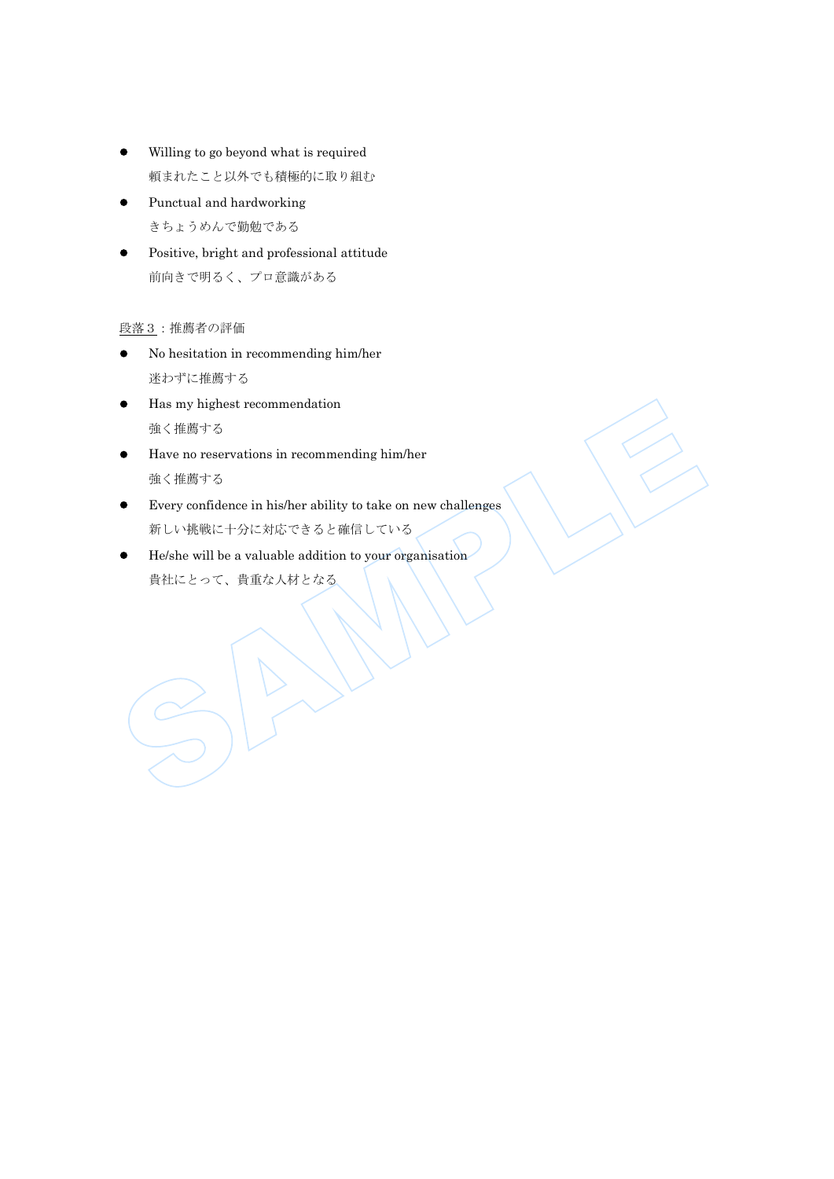- Willing to go beyond what is required
  頼まれたこと以外でも積極的に取り組む
- Punctual and hardworking
  きちょうめんで勤勉である
- Positive, bright and professional attitude
  前向きで明るく、プロ意識がある

段落３：推薦者の評価

- No hesitation in recommending him/her
  迷わずに推薦する
- Has my highest recommendation
  強く推薦する
- Have no reservations in recommending him/her
  強く推薦する
- Every confidence in his/her ability to take on new challenges
  新しい挑戦に十分に対応できると確信している
- He/she will be a valuable addition to your organisation
  貴社にとって、貴重な人材となる